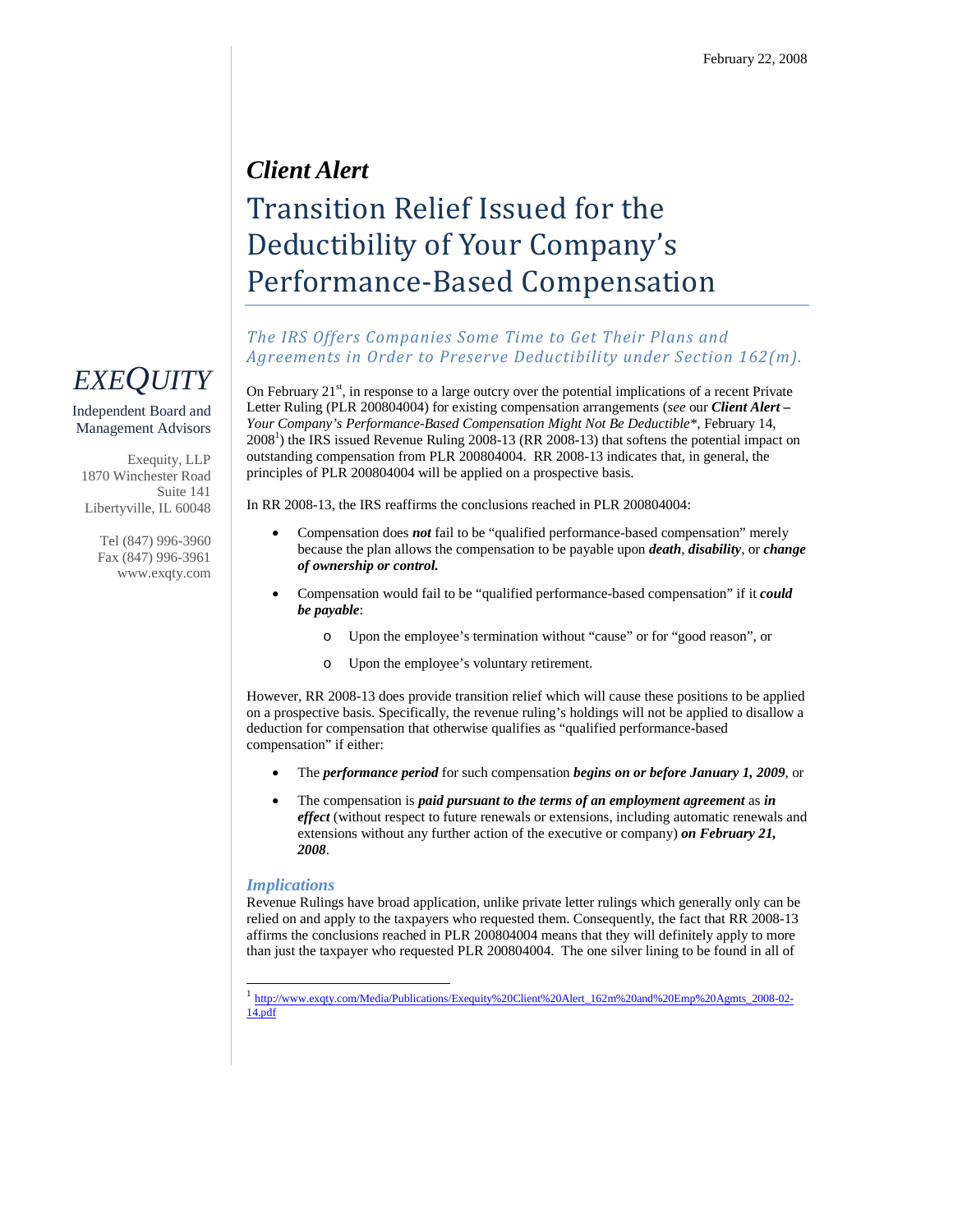February 22, 2008

*EXEQUITY*

Independent Board and Management Advisors

Exequity, LLP
1870 Winchester Road
Suite 141
Libertyville, IL 60048

Tel (847) 996-3960
Fax (847) 996-3961
www.exqty.com

# *Client Alert*

# Transition Relief Issued for the Deductibility of Your Company's Performance-Based Compensation

*The IRS Offers Companies Some Time to Get Their Plans and Agreements in Order to Preserve Deductibility under Section 162(m).*

On February 21st, in response to a large outcry over the potential implications of a recent Private Letter Ruling (PLR 200804004) for existing compensation arrangements (*see* our ***Client Alert –*** *Your Company's Performance-Based Compensation Might Not Be Deductible\**, February 14, 2008[1]) the IRS issued Revenue Ruling 2008-13 (RR 2008-13) that softens the potential impact on outstanding compensation from PLR 200804004. RR 2008-13 indicates that, in general, the principles of PLR 200804004 will be applied on a prospective basis.

In RR 2008-13, the IRS reaffirms the conclusions reached in PLR 200804004:

- Compensation does ***not*** fail to be "qualified performance-based compensation" merely because the plan allows the compensation to be payable upon ***death***, ***disability***, or ***change of ownership or control.***
- Compensation would fail to be "qualified performance-based compensation" if it ***could be payable***:
  - Upon the employee's termination without "cause" or for "good reason", or
  - Upon the employee's voluntary retirement.

However, RR 2008-13 does provide transition relief which will cause these positions to be applied on a prospective basis. Specifically, the revenue ruling's holdings will not be applied to disallow a deduction for compensation that otherwise qualifies as "qualified performance-based compensation" if either:

- The ***performance period*** for such compensation ***begins on or before January 1, 2009***, or
- The compensation is ***paid pursuant to the terms of an employment agreement*** as ***in effect*** (without respect to future renewals or extensions, including automatic renewals and extensions without any further action of the executive or company) ***on February 21, 2008***.

### *Implications*

Revenue Rulings have broad application, unlike private letter rulings which generally only can be relied on and apply to the taxpayers who requested them. Consequently, the fact that RR 2008-13 affirms the conclusions reached in PLR 200804004 means that they will definitely apply to more than just the taxpayer who requested PLR 200804004. The one silver lining to be found in all of

[1] http://www.exqty.com/Media/Publications/Exequity%20Client%20Alert_162m%20and%20Emp%20Agmts_2008-02-14.pdf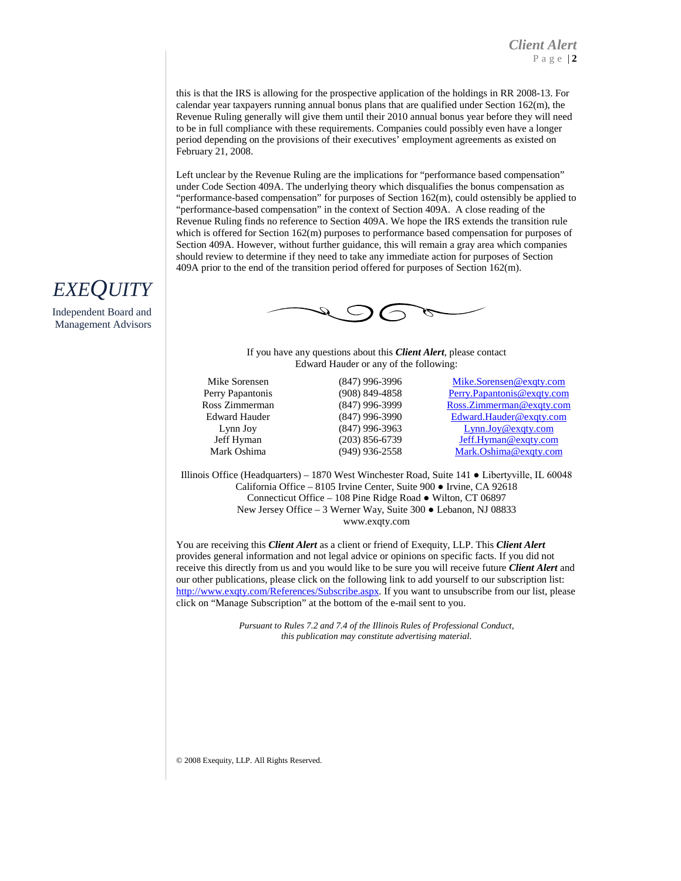this is that the IRS is allowing for the prospective application of the holdings in RR 2008-13. For calendar year taxpayers running annual bonus plans that are qualified under Section 162(m), the Revenue Ruling generally will give them until their 2010 annual bonus year before they will need to be in full compliance with these requirements. Companies could possibly even have a longer period depending on the provisions of their executives' employment agreements as existed on February 21, 2008.

Left unclear by the Revenue Ruling are the implications for "performance based compensation" under Code Section 409A. The underlying theory which disqualifies the bonus compensation as "performance-based compensation" for purposes of Section 162(m), could ostensibly be applied to "performance-based compensation" in the context of Section 409A. A close reading of the Revenue Ruling finds no reference to Section 409A. We hope the IRS extends the transition rule which is offered for Section 162(m) purposes to performance based compensation for purposes of Section 409A. However, without further guidance, this will remain a gray area which companies should review to determine if they need to take any immediate action for purposes of Section 409A prior to the end of the transition period offered for purposes of Section 162(m).

*EXEQUITY*

Independent Board and Management Advisors

If you have any questions about this ***Client Alert***, please contact Edward Hauder or any of the following:

| | | |
|---|---|---|
| Mike Sorensen | (847) 996-3996 | Mike.Sorensen@exqty.com |
| Perry Papantonis | (908) 849-4858 | Perry.Papantonis@exqty.com |
| Ross Zimmerman | (847) 996-3999 | Ross.Zimmerman@exqty.com |
| Edward Hauder | (847) 996-3990 | Edward.Hauder@exqty.com |
| Lynn Joy | (847) 996-3963 | Lynn.Joy@exqty.com |
| Jeff Hyman | (203) 856-6739 | Jeff.Hyman@exqty.com |
| Mark Oshima | (949) 936-2558 | Mark.Oshima@exqty.com |

Illinois Office (Headquarters) – 1870 West Winchester Road, Suite 141 ● Libertyville, IL 60048
California Office – 8105 Irvine Center, Suite 900 ● Irvine, CA 92618
Connecticut Office – 108 Pine Ridge Road ● Wilton, CT 06897
New Jersey Office – 3 Werner Way, Suite 300 ● Lebanon, NJ 08833
www.exqty.com

You are receiving this ***Client Alert*** as a client or friend of Exequity, LLP. This ***Client Alert*** provides general information and not legal advice or opinions on specific facts. If you did not receive this directly from us and you would like to be sure you will receive future ***Client Alert*** and our other publications, please click on the following link to add yourself to our subscription list: http://www.exqty.com/References/Subscribe.aspx. If you want to unsubscribe from our list, please click on "Manage Subscription" at the bottom of the e-mail sent to you.

*Pursuant to Rules 7.2 and 7.4 of the Illinois Rules of Professional Conduct, this publication may constitute advertising material.*

© 2008 Exequity, LLP. All Rights Reserved.